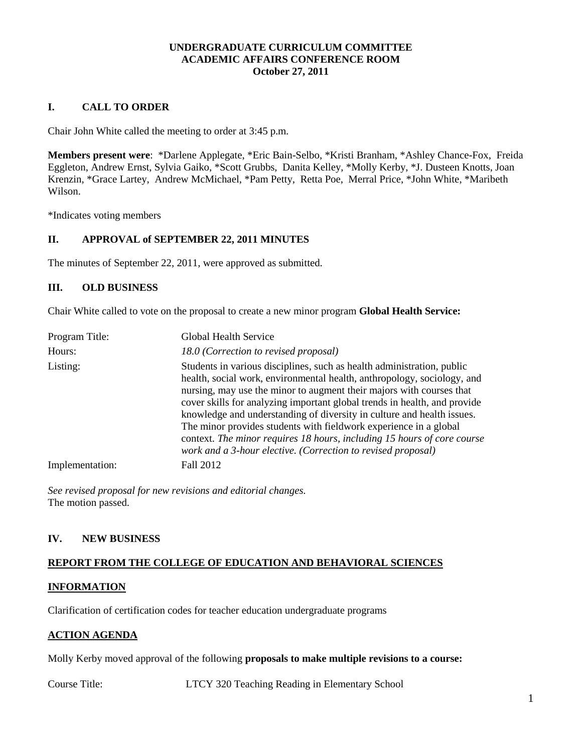**UNDERGRADUATE CURRICULUM COMMITTEE**
**ACADEMIC AFFAIRS CONFERENCE ROOM**
**October 27, 2011**

## I. CALL TO ORDER

Chair John White called the meeting to order at 3:45 p.m.

**Members present were**: *Darlene Applegate, *Eric Bain-Selbo, *Kristi Branham, *Ashley Chance-Fox, Freida Eggleton, Andrew Ernst, Sylvia Gaiko, *Scott Grubbs, Danita Kelley, *Molly Kerby, *J. Dusteen Knotts, Joan Krenzin, *Grace Lartey, Andrew McMichael, *Pam Petty, Retta Poe, Merral Price, *John White, *Maribeth Wilson.

*Indicates voting members

## II. APPROVAL of SEPTEMBER 22, 2011 MINUTES

The minutes of September 22, 2011, were approved as submitted.

## III. OLD BUSINESS

Chair White called to vote on the proposal to create a new minor program **Global Health Service:**

| | |
|---|---|
| Program Title: | Global Health Service |
| Hours: | *18.0 (Correction to revised proposal)* |
| Listing: | Students in various disciplines, such as health administration, public health, social work, environmental health, anthropology, sociology, and nursing, may use the minor to augment their majors with courses that cover skills for analyzing important global trends in health, and provide knowledge and understanding of diversity in culture and health issues. The minor provides students with fieldwork experience in a global context. *The minor requires 18 hours, including 15 hours of core course work and a 3-hour elective. (Correction to revised proposal)* |
| Implementation: | Fall 2012 |

*See revised proposal for new revisions and editorial changes.*
The motion passed.

## IV. NEW BUSINESS

**REPORT FROM THE COLLEGE OF EDUCATION AND BEHAVIORAL SCIENCES**

**INFORMATION**

Clarification of certification codes for teacher education undergraduate programs

**ACTION AGENDA**

Molly Kerby moved approval of the following **proposals to make multiple revisions to a course:**

| | |
|---|---|
| Course Title: | LTCY 320 Teaching Reading in Elementary School |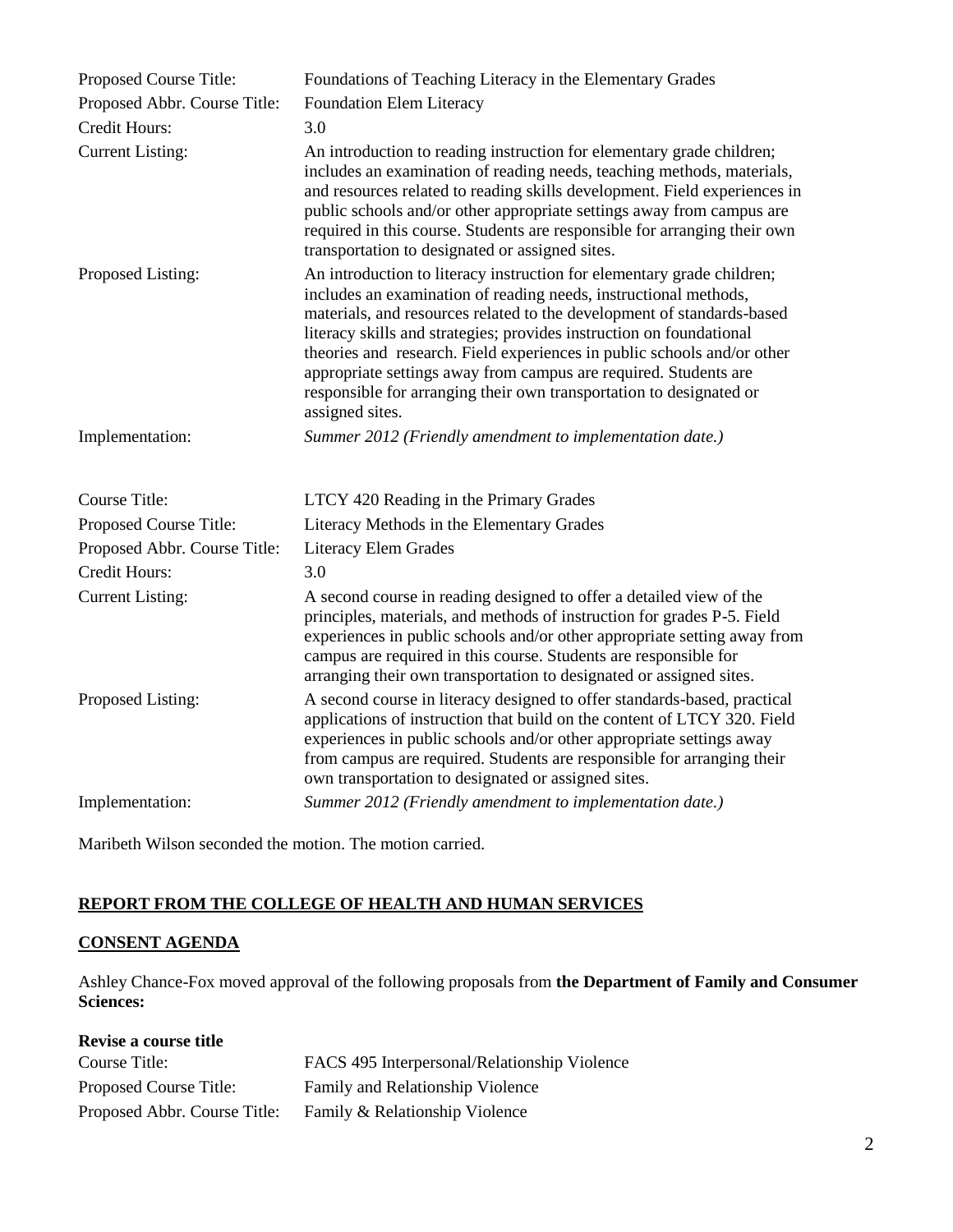| | |
|---|---|
| Proposed Course Title: | Foundations of Teaching Literacy in the Elementary Grades |
| Proposed Abbr. Course Title: | Foundation Elem Literacy |
| Credit Hours: | 3.0 |
| Current Listing: | An introduction to reading instruction for elementary grade children; includes an examination of reading needs, teaching methods, materials, and resources related to reading skills development. Field experiences in public schools and/or other appropriate settings away from campus are required in this course. Students are responsible for arranging their own transportation to designated or assigned sites. |
| Proposed Listing: | An introduction to literacy instruction for elementary grade children; includes an examination of reading needs, instructional methods, materials, and resources related to the development of standards-based literacy skills and strategies; provides instruction on foundational theories and research. Field experiences in public schools and/or other appropriate settings away from campus are required. Students are responsible for arranging their own transportation to designated or assigned sites. |
| Implementation: | *Summer 2012 (Friendly amendment to implementation date.)* |

| | |
|---|---|
| Course Title: | LTCY 420 Reading in the Primary Grades |
| Proposed Course Title: | Literacy Methods in the Elementary Grades |
| Proposed Abbr. Course Title: | Literacy Elem Grades |
| Credit Hours: | 3.0 |
| Current Listing: | A second course in reading designed to offer a detailed view of the principles, materials, and methods of instruction for grades P-5. Field experiences in public schools and/or other appropriate setting away from campus are required in this course. Students are responsible for arranging their own transportation to designated or assigned sites. |
| Proposed Listing: | A second course in literacy designed to offer standards-based, practical applications of instruction that build on the content of LTCY 320. Field experiences in public schools and/or other appropriate settings away from campus are required. Students are responsible for arranging their own transportation to designated or assigned sites. |
| Implementation: | *Summer 2012 (Friendly amendment to implementation date.)* |

Maribeth Wilson seconded the motion. The motion carried.

## **REPORT FROM THE COLLEGE OF HEALTH AND HUMAN SERVICES**

## **CONSENT AGENDA**

Ashley Chance-Fox moved approval of the following proposals from **the Department of Family and Consumer Sciences:**

**Revise a course title**

| | |
|---|---|
| Course Title: | FACS 495 Interpersonal/Relationship Violence |
| Proposed Course Title: | Family and Relationship Violence |
| Proposed Abbr. Course Title: | Family & Relationship Violence |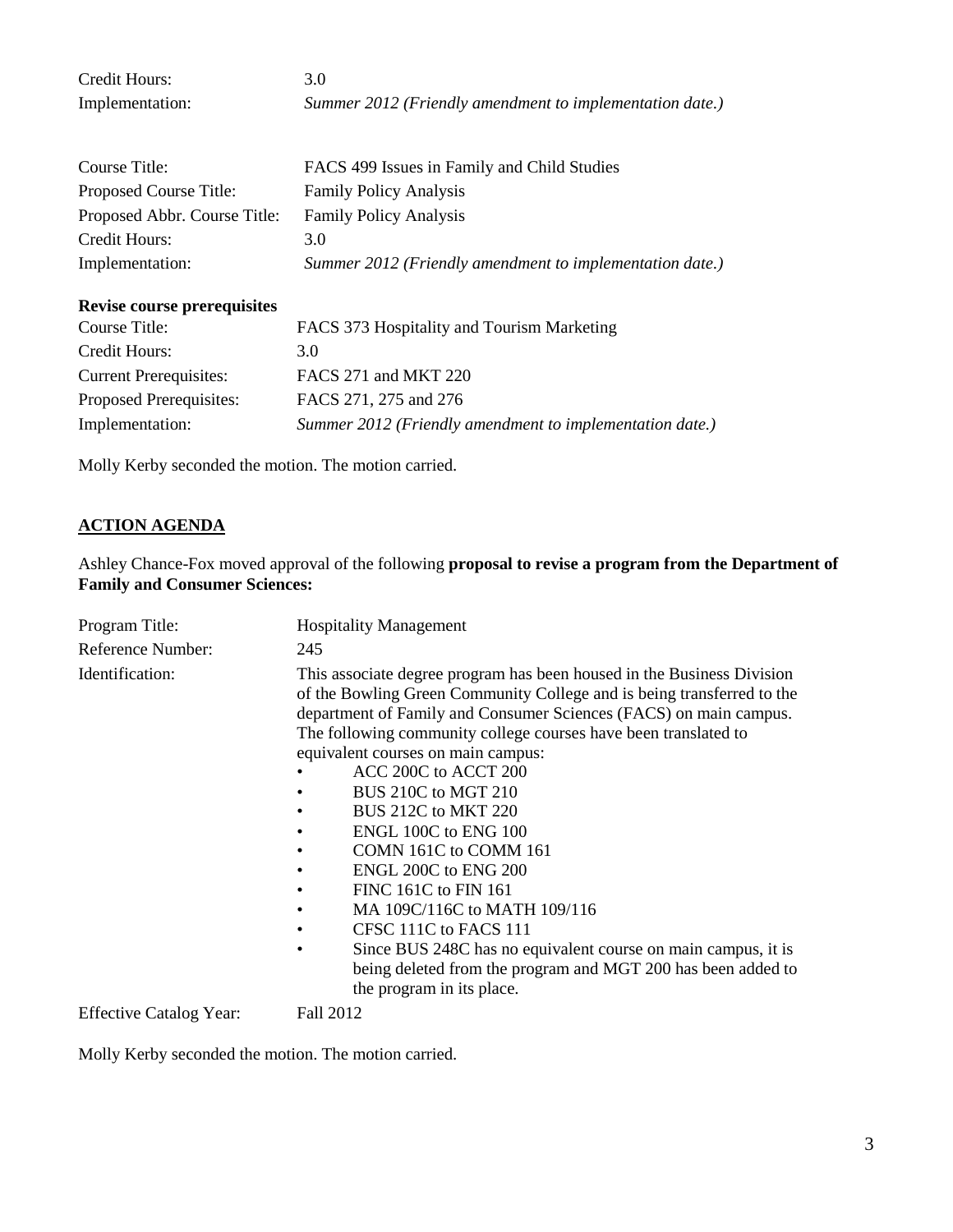Credit Hours: 3.0
Implementation: *Summer 2012 (Friendly amendment to implementation date.)*

Course Title: FACS 499 Issues in Family and Child Studies
Proposed Course Title: Family Policy Analysis
Proposed Abbr. Course Title: Family Policy Analysis
Credit Hours: 3.0
Implementation: *Summer 2012 (Friendly amendment to implementation date.)*

**Revise course prerequisites**

Course Title: FACS 373 Hospitality and Tourism Marketing
Credit Hours: 3.0
Current Prerequisites: FACS 271 and MKT 220
Proposed Prerequisites: FACS 271, 275 and 276
Implementation: *Summer 2012 (Friendly amendment to implementation date.)*

Molly Kerby seconded the motion. The motion carried.

## ACTION AGENDA

Ashley Chance-Fox moved approval of the following **proposal to revise a program from the Department of Family and Consumer Sciences:**

Program Title: Hospitality Management
Reference Number: 245
Identification: This associate degree program has been housed in the Business Division of the Bowling Green Community College and is being transferred to the department of Family and Consumer Sciences (FACS) on main campus. The following community college courses have been translated to equivalent courses on main campus:

- ACC 200C to ACCT 200
- BUS 210C to MGT 210
- BUS 212C to MKT 220
- ENGL 100C to ENG 100
- COMN 161C to COMM 161
- ENGL 200C to ENG 200
- FINC 161C to FIN 161
- MA 109C/116C to MATH 109/116
- CFSC 111C to FACS 111
- Since BUS 248C has no equivalent course on main campus, it is being deleted from the program and MGT 200 has been added to the program in its place.

Effective Catalog Year: Fall 2012

Molly Kerby seconded the motion. The motion carried.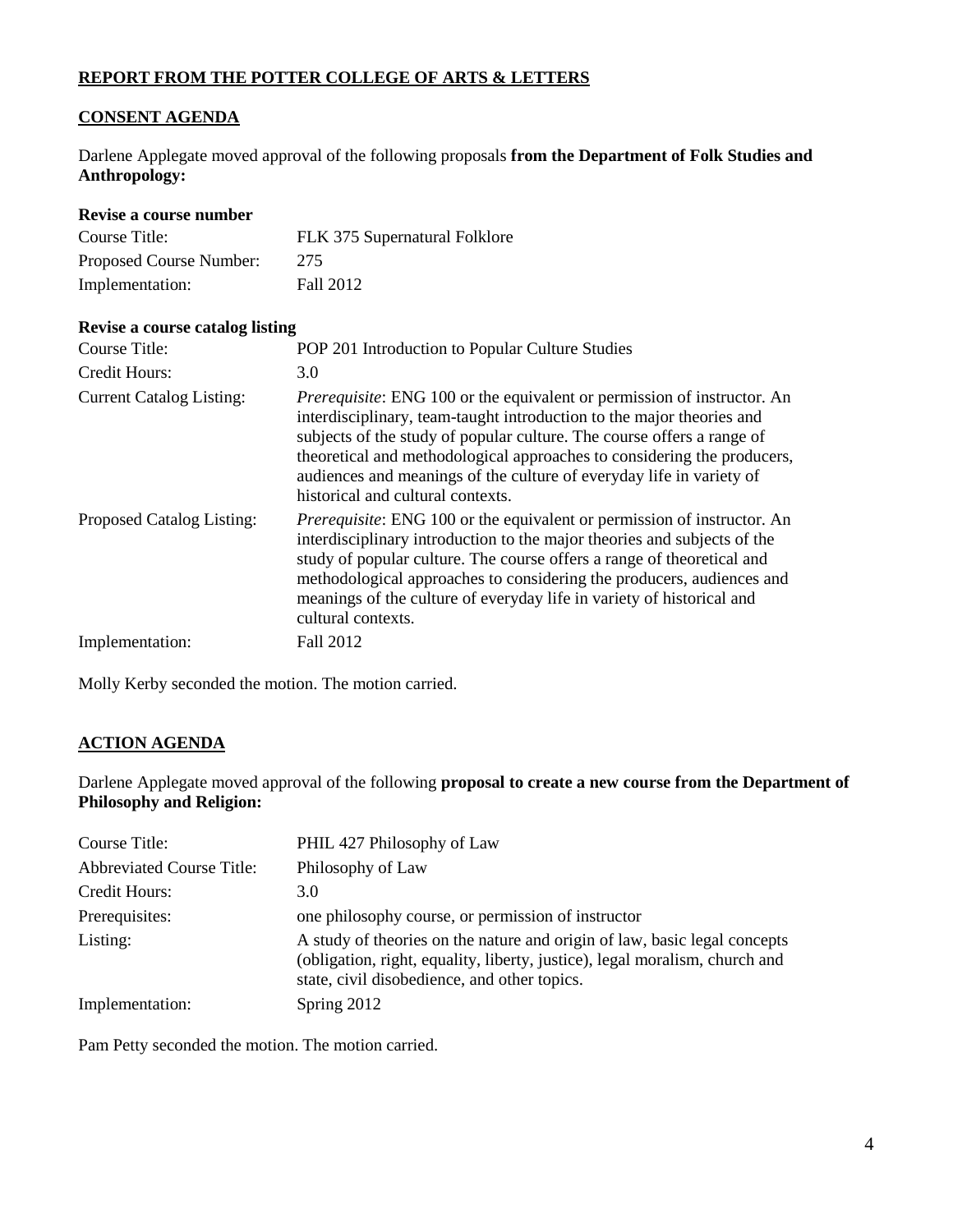**REPORT FROM THE POTTER COLLEGE OF ARTS & LETTERS**

**CONSENT AGENDA**

Darlene Applegate moved approval of the following proposals **from the Department of Folk Studies and Anthropology:**

**Revise a course number**

| | |
|---|---|
| Course Title: | FLK 375 Supernatural Folklore |
| Proposed Course Number: | 275 |
| Implementation: | Fall 2012 |

**Revise a course catalog listing**

| | |
|---|---|
| Course Title: | POP 201 Introduction to Popular Culture Studies |
| Credit Hours: | 3.0 |
| Current Catalog Listing: | *Prerequisite*: ENG 100 or the equivalent or permission of instructor. An interdisciplinary, team-taught introduction to the major theories and subjects of the study of popular culture. The course offers a range of theoretical and methodological approaches to considering the producers, audiences and meanings of the culture of everyday life in variety of historical and cultural contexts. |
| Proposed Catalog Listing: | *Prerequisite*: ENG 100 or the equivalent or permission of instructor. An interdisciplinary introduction to the major theories and subjects of the study of popular culture. The course offers a range of theoretical and methodological approaches to considering the producers, audiences and meanings of the culture of everyday life in variety of historical and cultural contexts. |
| Implementation: | Fall 2012 |

Molly Kerby seconded the motion. The motion carried.

**ACTION AGENDA**

Darlene Applegate moved approval of the following **proposal to create a new course from the Department of Philosophy and Religion:**

| | |
|---|---|
| Course Title: | PHIL 427 Philosophy of Law |
| Abbreviated Course Title: | Philosophy of Law |
| Credit Hours: | 3.0 |
| Prerequisites: | one philosophy course, or permission of instructor |
| Listing: | A study of theories on the nature and origin of law, basic legal concepts (obligation, right, equality, liberty, justice), legal moralism, church and state, civil disobedience, and other topics. |
| Implementation: | Spring 2012 |

Pam Petty seconded the motion. The motion carried.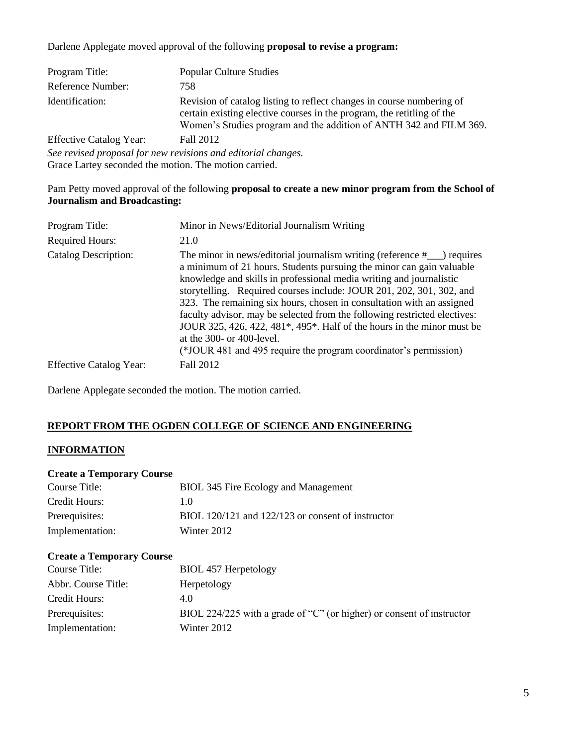Darlene Applegate moved approval of the following **proposal to revise a program:**

| | |
|---|---|
| Program Title: | Popular Culture Studies |
| Reference Number: | 758 |
| Identification: | Revision of catalog listing to reflect changes in course numbering of certain existing elective courses in the program, the retitling of the Women's Studies program and the addition of ANTH 342 and FILM 369. |
| Effective Catalog Year: | Fall 2012 |

*See revised proposal for new revisions and editorial changes.*

Grace Lartey seconded the motion. The motion carried.

Pam Petty moved approval of the following **proposal to create a new minor program from the School of Journalism and Broadcasting:**

| | |
|---|---|
| Program Title: | Minor in News/Editorial Journalism Writing |
| Required Hours: | 21.0 |
| Catalog Description: | The minor in news/editorial journalism writing (reference #___) requires a minimum of 21 hours. Students pursuing the minor can gain valuable knowledge and skills in professional media writing and journalistic storytelling. Required courses include: JOUR 201, 202, 301, 302, and 323. The remaining six hours, chosen in consultation with an assigned faculty advisor, may be selected from the following restricted electives: JOUR 325, 426, 422, 481*, 495*. Half of the hours in the minor must be at the 300- or 400-level. (*JOUR 481 and 495 require the program coordinator's permission) |
| Effective Catalog Year: | Fall 2012 |

Darlene Applegate seconded the motion. The motion carried.

## **REPORT FROM THE OGDEN COLLEGE OF SCIENCE AND ENGINEERING**

## **INFORMATION**

**Create a Temporary Course**

| | |
|---|---|
| Course Title: | BIOL 345 Fire Ecology and Management |
| Credit Hours: | 1.0 |
| Prerequisites: | BIOL 120/121 and 122/123 or consent of instructor |
| Implementation: | Winter 2012 |

**Create a Temporary Course**

| | |
|---|---|
| Course Title: | BIOL 457 Herpetology |
| Abbr. Course Title: | Herpetology |
| Credit Hours: | 4.0 |
| Prerequisites: | BIOL 224/225 with a grade of "C" (or higher) or consent of instructor |
| Implementation: | Winter 2012 |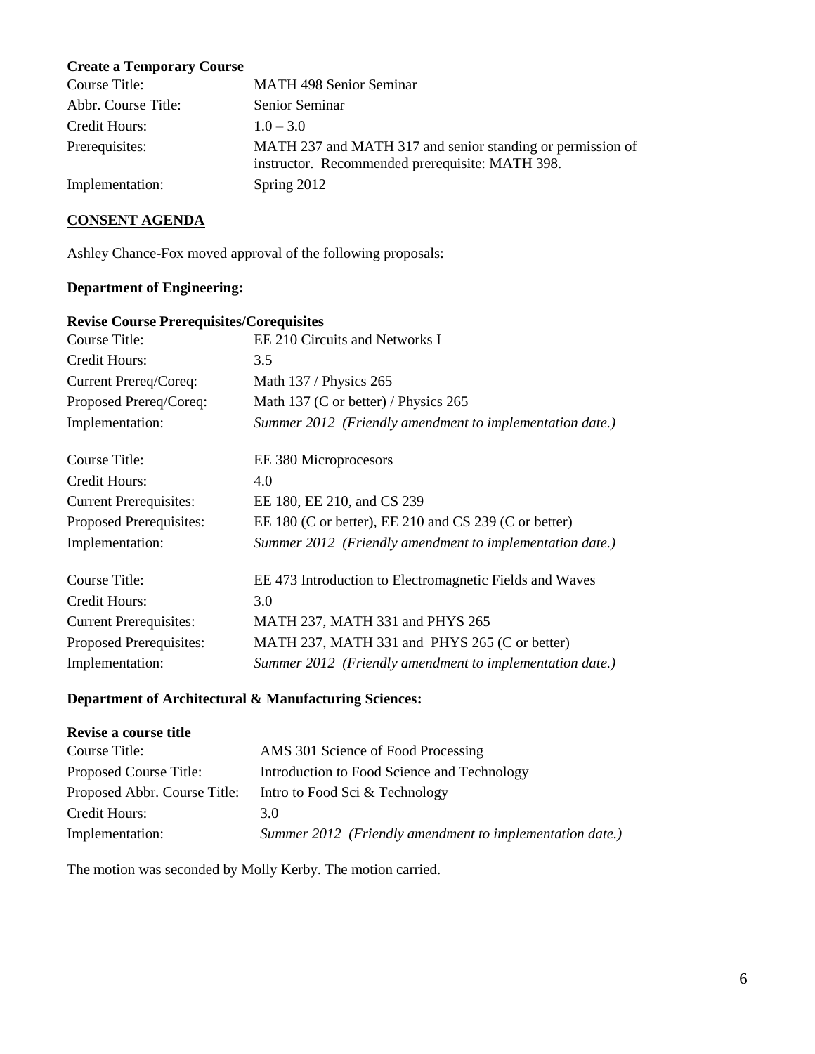**Create a Temporary Course**

| | |
|---|---|
| Course Title: | MATH 498 Senior Seminar |
| Abbr. Course Title: | Senior Seminar |
| Credit Hours: | 1.0 – 3.0 |
| Prerequisites: | MATH 237 and MATH 317 and senior standing or permission of instructor. Recommended prerequisite: MATH 398. |
| Implementation: | Spring 2012 |

**<u>CONSENT AGENDA</u>**

Ashley Chance-Fox moved approval of the following proposals:

**Department of Engineering:**

**Revise Course Prerequisites/Corequisites**

| | |
|---|---|
| Course Title: | EE 210 Circuits and Networks I |
| Credit Hours: | 3.5 |
| Current Prereq/Coreq: | Math 137 / Physics 265 |
| Proposed Prereq/Coreq: | Math 137 (C or better) / Physics 265 |
| Implementation: | *Summer 2012 (Friendly amendment to implementation date.)* |

| | |
|---|---|
| Course Title: | EE 380 Microprocesors |
| Credit Hours: | 4.0 |
| Current Prerequisites: | EE 180, EE 210, and CS 239 |
| Proposed Prerequisites: | EE 180 (C or better), EE 210 and CS 239 (C or better) |
| Implementation: | *Summer 2012 (Friendly amendment to implementation date.)* |

| | |
|---|---|
| Course Title: | EE 473 Introduction to Electromagnetic Fields and Waves |
| Credit Hours: | 3.0 |
| Current Prerequisites: | MATH 237, MATH 331 and PHYS 265 |
| Proposed Prerequisites: | MATH 237, MATH 331 and PHYS 265 (C or better) |
| Implementation: | *Summer 2012 (Friendly amendment to implementation date.)* |

**Department of Architectural & Manufacturing Sciences:**

**Revise a course title**

| | |
|---|---|
| Course Title: | AMS 301 Science of Food Processing |
| Proposed Course Title: | Introduction to Food Science and Technology |
| Proposed Abbr. Course Title: | Intro to Food Sci & Technology |
| Credit Hours: | 3.0 |
| Implementation: | *Summer 2012 (Friendly amendment to implementation date.)* |

The motion was seconded by Molly Kerby. The motion carried.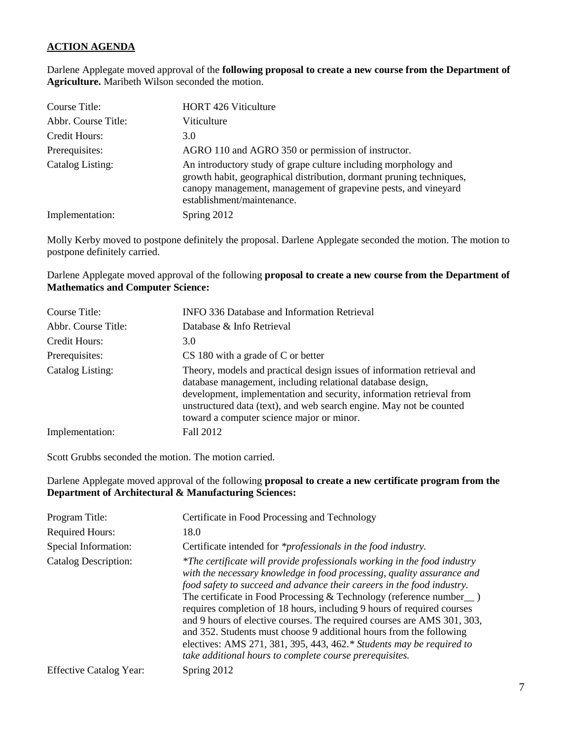**ACTION AGENDA**

Darlene Applegate moved approval of the **following proposal to create a new course from the Department of Agriculture.** Maribeth Wilson seconded the motion.

| | |
|---|---|
| Course Title: | HORT 426 Viticulture |
| Abbr. Course Title: | Viticulture |
| Credit Hours: | 3.0 |
| Prerequisites: | AGRO 110 and AGRO 350 or permission of instructor. |
| Catalog Listing: | An introductory study of grape culture including morphology and growth habit, geographical distribution, dormant pruning techniques, canopy management, management of grapevine pests, and vineyard establishment/maintenance. |
| Implementation: | Spring 2012 |

Molly Kerby moved to postpone definitely the proposal. Darlene Applegate seconded the motion. The motion to postpone definitely carried.

Darlene Applegate moved approval of the following **proposal to create a new course from the Department of Mathematics and Computer Science:**

| | |
|---|---|
| Course Title: | INFO 336 Database and Information Retrieval |
| Abbr. Course Title: | Database & Info Retrieval |
| Credit Hours: | 3.0 |
| Prerequisites: | CS 180 with a grade of C or better |
| Catalog Listing: | Theory, models and practical design issues of information retrieval and database management, including relational database design, development, implementation and security, information retrieval from unstructured data (text), and web search engine. May not be counted toward a computer science major or minor. |
| Implementation: | Fall 2012 |

Scott Grubbs seconded the motion. The motion carried.

Darlene Applegate moved approval of the following **proposal to create a new certificate program from the Department of Architectural & Manufacturing Sciences:**

| | |
|---|---|
| Program Title: | Certificate in Food Processing and Technology |
| Required Hours: | 18.0 |
| Special Information: | Certificate intended for *\*professionals in the food industry.* |
| Catalog Description: | *\*The certificate will provide professionals working in the food industry with the necessary knowledge in food processing, quality assurance and food safety to succeed and advance their careers in the food industry.* The certificate in Food Processing & Technology (reference number__ ) requires completion of 18 hours, including 9 hours of required courses and 9 hours of elective courses. The required courses are AMS 301, 303, and 352. Students must choose 9 additional hours from the following electives: AMS 271, 381, 395, 443, 462.*\* Students may be required to take additional hours to complete course prerequisites.* |
| Effective Catalog Year: | Spring 2012 |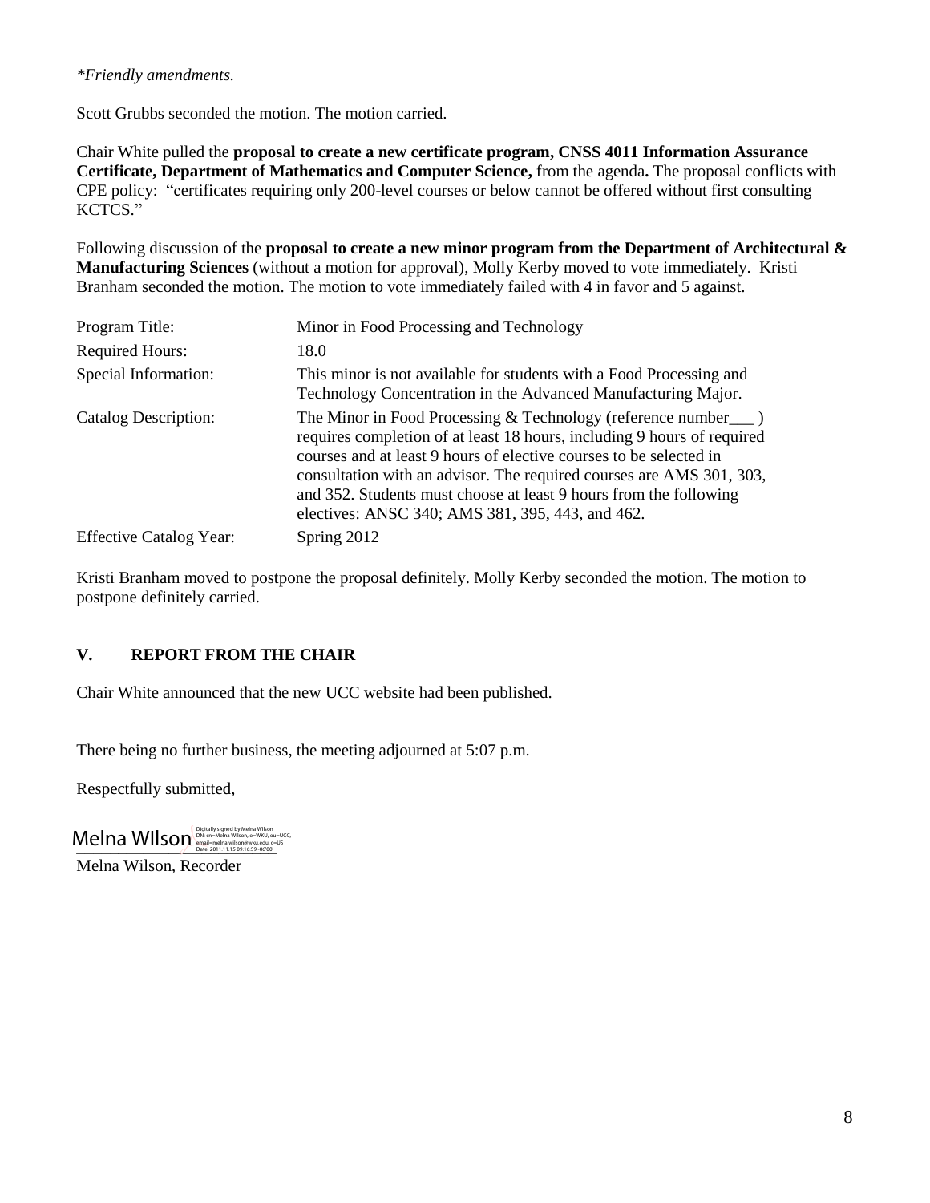*\*Friendly amendments.*

Scott Grubbs seconded the motion. The motion carried.

Chair White pulled the **proposal to create a new certificate program, CNSS 4011 Information Assurance Certificate, Department of Mathematics and Computer Science,** from the agenda**.** The proposal conflicts with CPE policy: "certificates requiring only 200-level courses or below cannot be offered without first consulting KCTCS."

Following discussion of the **proposal to create a new minor program from the Department of Architectural & Manufacturing Sciences** (without a motion for approval), Molly Kerby moved to vote immediately. Kristi Branham seconded the motion. The motion to vote immediately failed with 4 in favor and 5 against.

| | |
|---|---|
| Program Title: | Minor in Food Processing and Technology |
| Required Hours: | 18.0 |
| Special Information: | This minor is not available for students with a Food Processing and Technology Concentration in the Advanced Manufacturing Major. |
| Catalog Description: | The Minor in Food Processing & Technology (reference number___ ) requires completion of at least 18 hours, including 9 hours of required courses and at least 9 hours of elective courses to be selected in consultation with an advisor. The required courses are AMS 301, 303, and 352. Students must choose at least 9 hours from the following electives: ANSC 340; AMS 381, 395, 443, and 462. |
| Effective Catalog Year: | Spring 2012 |

Kristi Branham moved to postpone the proposal definitely. Molly Kerby seconded the motion. The motion to postpone definitely carried.

## V. REPORT FROM THE CHAIR

Chair White announced that the new UCC website had been published.

There being no further business, the meeting adjourned at 5:07 p.m.

Respectfully submitted,

Melna WIlson
Digitally signed by Melna WIlson
DN: cn=Melna WIlson, o=WKU, ou=UCC, email=melna.wilson@wku.edu, c=US
Date: 2011.11.15 09:16:59 -06'00'

Melna Wilson, Recorder